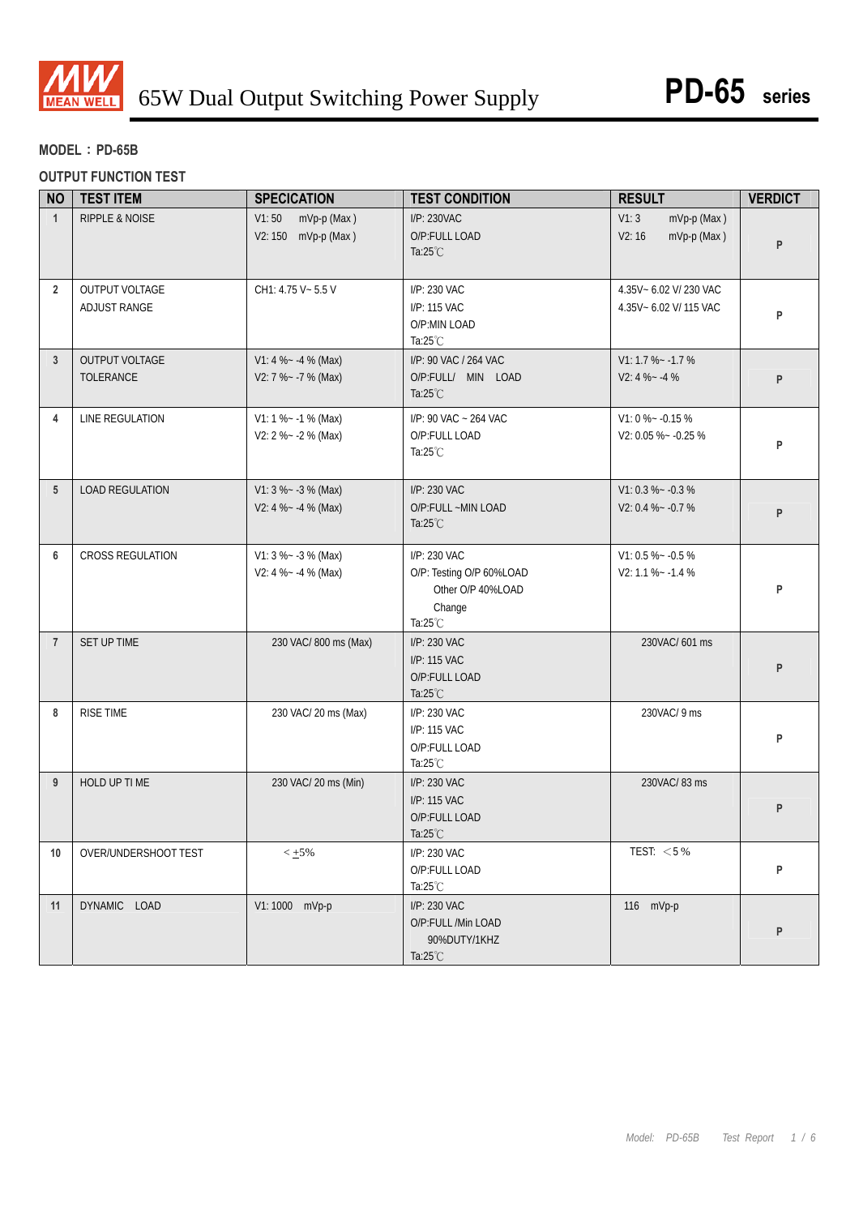# 65W Dual Output Switching Power Supply — PD-65 series

**MODEL：PD-65B**

**OUTPUT FUNCTION TEST**

| NO | TEST ITEM | SPECICATION | TEST CONDITION | RESULT | VERDICT |
|---|---|---|---|---|---|
| 1 | RIPPLE & NOISE | V1: 50 mVp-p (Max )<br>V2: 150 mVp-p (Max ) | I/P: 230VAC<br>O/P:FULL LOAD<br>Ta:25℃ | V1: 3 mVp-p (Max )<br>V2: 16 mVp-p (Max ) | P |
| 2 | OUTPUT VOLTAGE ADJUST RANGE | CH1: 4.75 V~ 5.5 V | I/P: 230 VAC<br>I/P: 115 VAC<br>O/P:MIN LOAD<br>Ta:25℃ | 4.35V~ 6.02 V/ 230 VAC<br>4.35V~ 6.02 V/ 115 VAC | P |
| 3 | OUTPUT VOLTAGE TOLERANCE | V1: 4 %~ -4 % (Max)<br>V2: 7 %~ -7 % (Max) | I/P: 90 VAC / 264 VAC<br>O/P:FULL/ MIN LOAD<br>Ta:25℃ | V1: 1.7 %~ -1.7 %<br>V2: 4 %~ -4 % | P |
| 4 | LINE REGULATION | V1: 1 %~ -1 % (Max)<br>V2: 2 %~ -2 % (Max) | I/P: 90 VAC ~ 264 VAC<br>O/P:FULL LOAD<br>Ta:25℃ | V1: 0 %~ -0.15 %<br>V2: 0.05 %~ -0.25 % | P |
| 5 | LOAD REGULATION | V1: 3 %~ -3 % (Max)<br>V2: 4 %~ -4 % (Max) | I/P: 230 VAC<br>O/P:FULL ~MIN LOAD<br>Ta:25℃ | V1: 0.3 %~ -0.3 %<br>V2: 0.4 %~ -0.7 % | P |
| 6 | CROSS REGULATION | V1: 3 %~ -3 % (Max)<br>V2: 4 %~ -4 % (Max) | I/P: 230 VAC<br>O/P: Testing O/P 60%LOAD<br>Other O/P 40%LOAD<br>Change<br>Ta:25℃ | V1: 0.5 %~ -0.5 %<br>V2: 1.1 %~ -1.4 % | P |
| 7 | SET UP TIME | 230 VAC/ 800 ms (Max) | I/P: 230 VAC<br>I/P: 115 VAC<br>O/P:FULL LOAD<br>Ta:25℃ | 230VAC/ 601 ms | P |
| 8 | RISE TIME | 230 VAC/ 20 ms (Max) | I/P: 230 VAC<br>I/P: 115 VAC<br>O/P:FULL LOAD<br>Ta:25℃ | 230VAC/ 9 ms | P |
| 9 | HOLD UP TI ME | 230 VAC/ 20 ms (Min) | I/P: 230 VAC<br>I/P: 115 VAC<br>O/P:FULL LOAD<br>Ta:25℃ | 230VAC/ 83 ms | P |
| 10 | OVER/UNDERSHOOT TEST | < ±5% | I/P: 230 VAC<br>O/P:FULL LOAD<br>Ta:25℃ | TEST: ＜5 % | P |
| 11 | DYNAMIC LOAD | V1: 1000 mVp-p | I/P: 230 VAC<br>O/P:FULL /Min LOAD<br>90%DUTY/1KHZ<br>Ta:25℃ | 116 mVp-p | P |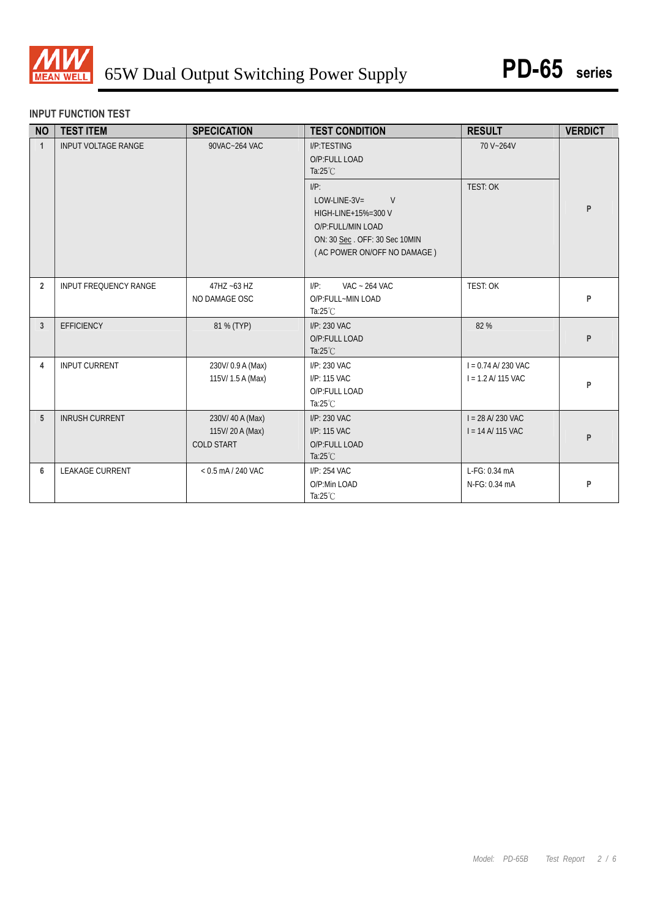# 65W Dual Output Switching Power Supply **PD-65** series

## INPUT FUNCTION TEST

| NO | TEST ITEM | SPECICATION | TEST CONDITION | RESULT | VERDICT |
|---|---|---|---|---|---|
| 1 | INPUT VOLTAGE RANGE | 90VAC~264 VAC | I/P:TESTING<br>O/P:FULL LOAD<br>Ta:25℃ | 70 V~264V | P |
| | | | I/P:<br>LOW-LINE-3V= V<br>HIGH-LINE+15%=300 V<br>O/P:FULL/MIN LOAD<br>ON: 30 Sec . OFF: 30 Sec 10MIN<br>( AC POWER ON/OFF NO DAMAGE ) | TEST: OK | |
| 2 | INPUT FREQUENCY RANGE | 47HZ ~63 HZ<br>NO DAMAGE OSC | I/P: VAC ~ 264 VAC<br>O/P:FULL~MIN LOAD<br>Ta:25℃ | TEST: OK | P |
| 3 | EFFICIENCY | 81 % (TYP) | I/P: 230 VAC<br>O/P:FULL LOAD<br>Ta:25℃ | 82 % | P |
| 4 | INPUT CURRENT | 230V/ 0.9 A (Max)<br>115V/ 1.5 A (Max) | I/P: 230 VAC<br>I/P: 115 VAC<br>O/P:FULL LOAD<br>Ta:25℃ | I = 0.74 A/ 230 VAC<br>I = 1.2 A/ 115 VAC | P |
| 5 | INRUSH CURRENT | 230V/ 40 A (Max)<br>115V/ 20 A (Max)<br>COLD START | I/P: 230 VAC<br>I/P: 115 VAC<br>O/P:FULL LOAD<br>Ta:25℃ | I = 28 A/ 230 VAC<br>I = 14 A/ 115 VAC | P |
| 6 | LEAKAGE CURRENT | < 0.5 mA / 240 VAC | I/P: 254 VAC<br>O/P:Min LOAD<br>Ta:25℃ | L-FG: 0.34 mA<br>N-FG: 0.34 mA | P |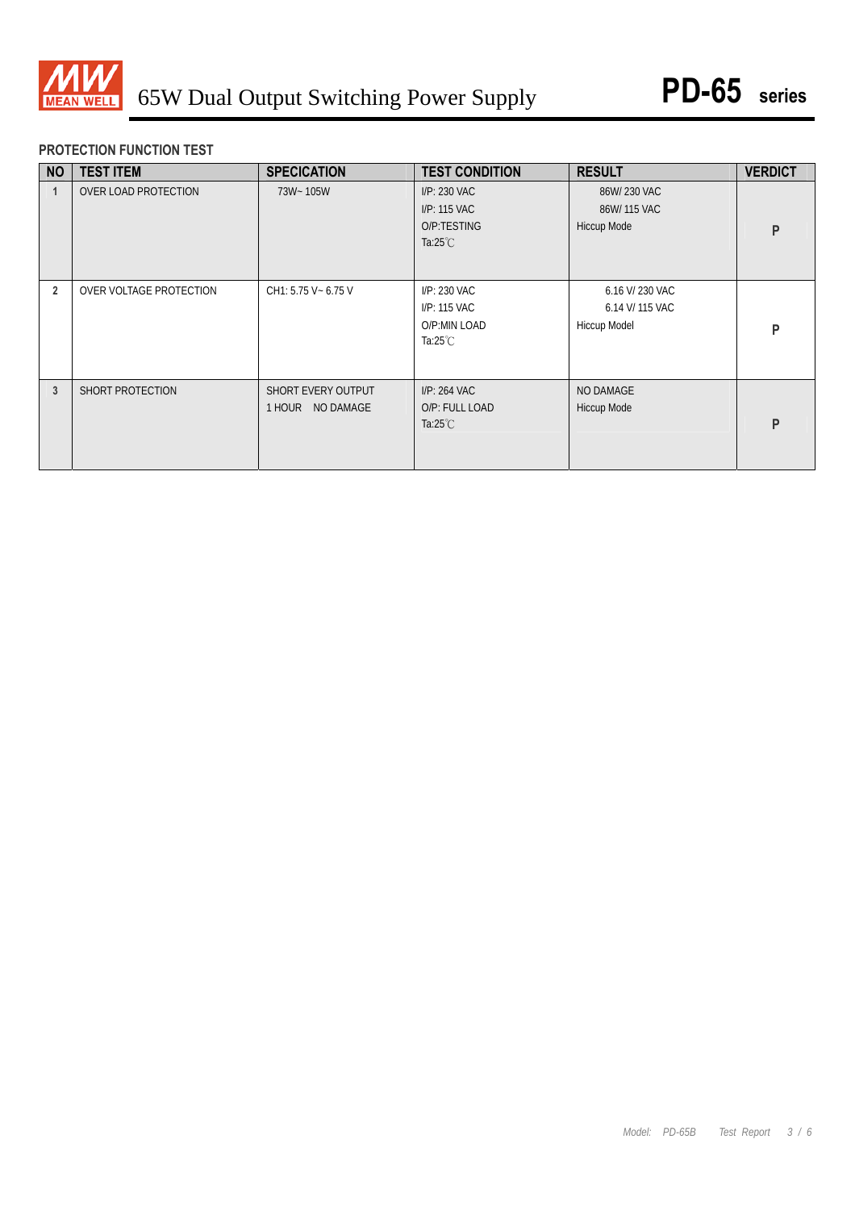## PROTECTION FUNCTION TEST

| NO | TEST ITEM | SPECICATION | TEST CONDITION | RESULT | VERDICT |
|---|---|---|---|---|---|
| 1 | OVER LOAD PROTECTION | 73W~ 105W | I/P: 230 VAC<br>I/P: 115 VAC<br>O/P:TESTING<br>Ta:25℃ | 86W/ 230 VAC<br>86W/ 115 VAC<br>Hiccup Mode | P |
| 2 | OVER VOLTAGE PROTECTION | CH1: 5.75 V~ 6.75 V | I/P: 230 VAC<br>I/P: 115 VAC<br>O/P:MIN LOAD<br>Ta:25℃ | 6.16 V/ 230 VAC<br>6.14 V/ 115 VAC<br>Hiccup Model | P |
| 3 | SHORT PROTECTION | SHORT EVERY OUTPUT<br>1 HOUR NO DAMAGE | I/P: 264 VAC<br>O/P: FULL LOAD<br>Ta:25℃ | NO DAMAGE<br>Hiccup Mode | P |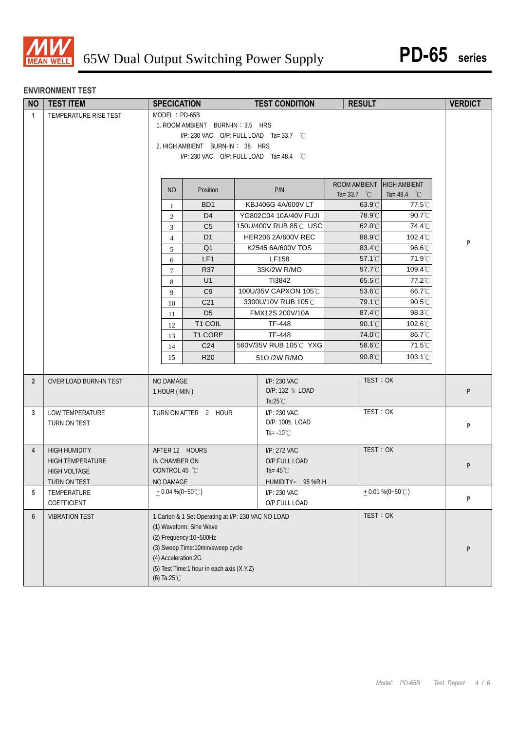## ENVIRONMENT TEST

| NO | TEST ITEM | SPECICATION | TEST CONDITION | RESULT | VERDICT |
|---|---|---|---|---|---|
| 1 | TEMPERATURE RISE TEST | MODEL：PD-65B<br>1. ROOM AMBIENT BURN-IN：3.5 HRS<br>I/P: 230 VAC O/P: FULL LOAD Ta= 33.7 ℃<br>2. HIGH AMBIENT BURN-IN： 38 HRS<br>I/P: 230 VAC O/P: FULL LOAD Ta= 48.4 ℃ | | | P |

| NO | Position | P/N | ROOM AMBIENT Ta= 33.7 ℃ | HIGH AMBIENT Ta= 48.4 ℃ |
|---|---|---|---|---|
| 1 | BD1 | KBJ406G 4A/600V LT | 63.9℃ | 77.5℃ |
| 2 | D4 | YG802C04 10A/40V FUJI | 78.9℃ | 90.7℃ |
| 3 | C5 | 150U/400V RUB 85℃ USC | 62.0℃ | 74.4℃ |
| 4 | D1 | HER206 2A/600V REC | 88.9℃ | 102.4℃ |
| 5 | Q1 | K2545 6A/600V TOS | 83.4℃ | 96.6℃ |
| 6 | LF1 | LF158 | 57.1℃ | 71.9℃ |
| 7 | R37 | 33K/2W R/MO | 97.7℃ | 109.4℃ |
| 8 | U1 | TI3842 | 65.5℃ | 77.2℃ |
| 9 | C9 | 100U/35V CAPXON 105℃ | 53.6℃ | 66.7℃ |
| 10 | C21 | 3300U/10V RUB 105℃ | 79.1℃ | 90.5℃ |
| 11 | D5 | FMX12S 200V/10A | 87.4℃ | 98.3℃ |
| 12 | T1 COIL | TF-448 | 90.1℃ | 102.6℃ |
| 13 | T1 CORE | TF-448 | 74.0℃ | 86.7℃ |
| 14 | C24 | 560V/35V RUB 105℃ YXG | 58.6℃ | 71.5℃ |
| 15 | R20 | 51Ω /2W R/MO | 90.8℃ | 103.1℃ |

| NO | TEST ITEM | SPECICATION | TEST CONDITION | RESULT | VERDICT |
|---|---|---|---|---|---|
| 2 | OVER LOAD BURN-IN TEST | NO DAMAGE<br>1 HOUR ( MIN ) | I/P: 230 VAC<br>O/P: 132 ％ LOAD<br>Ta:25℃ | TEST：OK | P |
| 3 | LOW TEMPERATURE TURN ON TEST | TURN ON AFTER 2 HOUR | I/P: 230 VAC<br>O/P: 100% LOAD<br>Ta= -10℃ | TEST：OK | P |
| 4 | HIGH HUMIDITY HIGH TEMPERATURE HIGH VOLTAGE TURN ON TEST | AFTER 12 HOURS IN CHAMBER ON CONTROL 45 ℃<br>NO DAMAGE | I/P: 272 VAC<br>O/P:FULL LOAD<br>Ta= 45℃<br>HUMIDITY= 95 %R.H | TEST：OK | P |
| 5 | TEMPERATURE COEFFICIENT | $\pm$ 0.04 %(0~50℃) | I/P: 230 VAC<br>O/P:FULL LOAD | $\pm$ 0.01 %(0~50℃) | P |
| 6 | VIBRATION TEST | 1 Carton & 1 Set Operating at I/P: 230 VAC NO LOAD<br>(1) Waveform: Sine Wave<br>(2) Frequency:10~500Hz<br>(3) Sweep Time:10min/sweep cycle<br>(4) Acceleration:2G<br>(5) Test Time:1 hour in each axis (X.Y.Z)<br>(6) Ta:25℃ | | TEST：OK | P |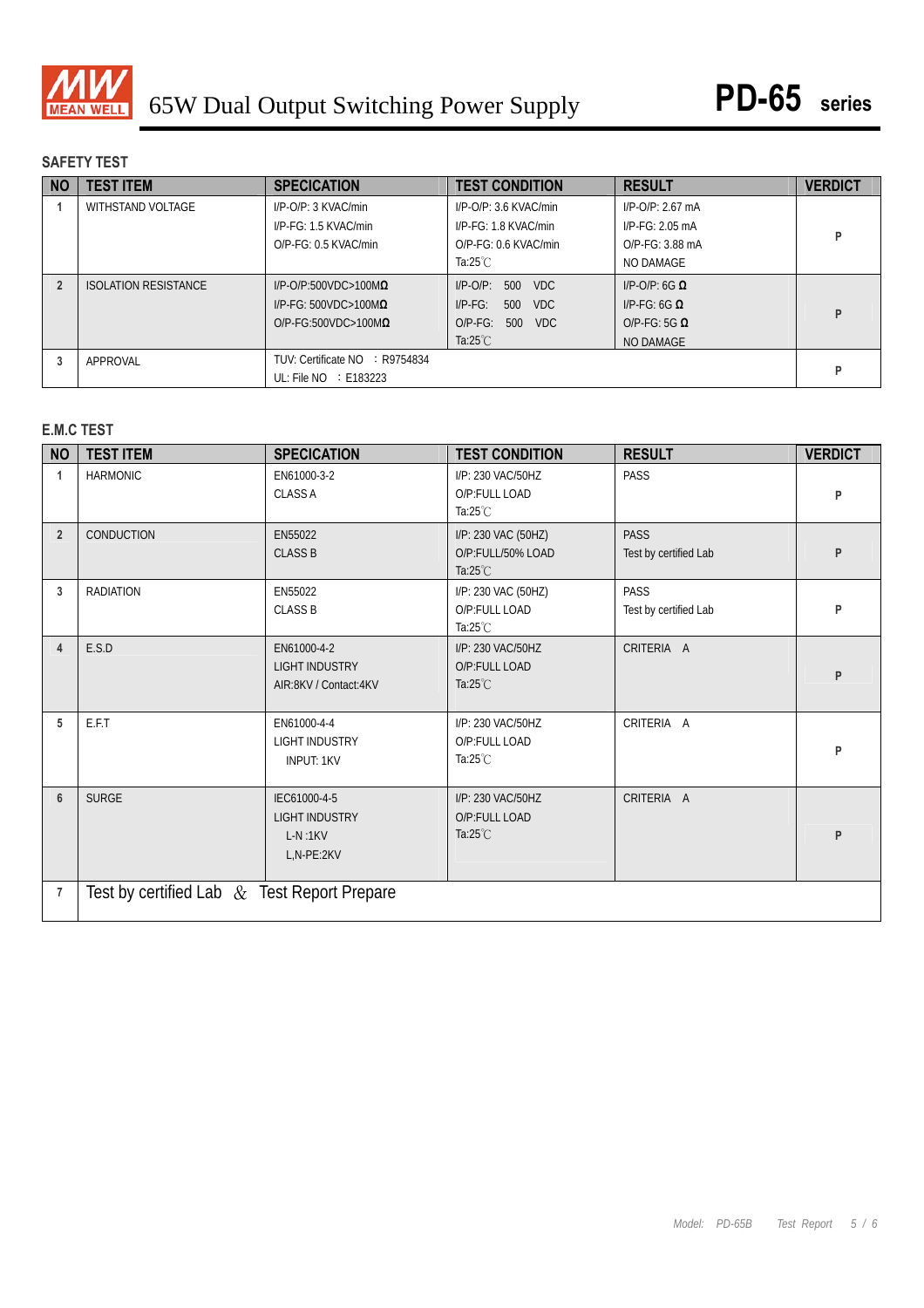# 65W Dual Output Switching Power Supply — PD-65 series

## SAFETY TEST

| NO | TEST ITEM | SPECICATION | TEST CONDITION | RESULT | VERDICT |
|---|---|---|---|---|---|
| 1 | WITHSTAND VOLTAGE | I/P-O/P: 3 KVAC/min<br>I/P-FG: 1.5 KVAC/min<br>O/P-FG: 0.5 KVAC/min | I/P-O/P: 3.6 KVAC/min<br>I/P-FG: 1.8 KVAC/min<br>O/P-FG: 0.6 KVAC/min<br>Ta:25℃ | I/P-O/P: 2.67 mA<br>I/P-FG: 2.05 mA<br>O/P-FG: 3.88 mA<br>NO DAMAGE | P |
| 2 | ISOLATION RESISTANCE | I/P-O/P:500VDC>100MΩ<br>I/P-FG: 500VDC>100MΩ<br>O/P-FG:500VDC>100MΩ | I/P-O/P: 500 VDC<br>I/P-FG: 500 VDC<br>O/P-FG: 500 VDC<br>Ta:25℃ | I/P-O/P: 6G Ω<br>I/P-FG: 6G Ω<br>O/P-FG: 5G Ω<br>NO DAMAGE | P |
| 3 | APPROVAL | TUV: Certificate NO ：R9754834<br>UL: File NO ：E183223 | | | P |

## E.M.C TEST

| NO | TEST ITEM | SPECICATION | TEST CONDITION | RESULT | VERDICT |
|---|---|---|---|---|---|
| 1 | HARMONIC | EN61000-3-2<br>CLASS A | I/P: 230 VAC/50HZ<br>O/P:FULL LOAD<br>Ta:25℃ | PASS | P |
| 2 | CONDUCTION | EN55022<br>CLASS B | I/P: 230 VAC (50HZ)<br>O/P:FULL/50% LOAD<br>Ta:25℃ | PASS<br>Test by certified Lab | P |
| 3 | RADIATION | EN55022<br>CLASS B | I/P: 230 VAC (50HZ)<br>O/P:FULL LOAD<br>Ta:25℃ | PASS<br>Test by certified Lab | P |
| 4 | E.S.D | EN61000-4-2<br>LIGHT INDUSTRY<br>AIR:8KV / Contact:4KV | I/P: 230 VAC/50HZ<br>O/P:FULL LOAD<br>Ta:25℃ | CRITERIA A | P |
| 5 | E.F.T | EN61000-4-4<br>LIGHT INDUSTRY<br>INPUT: 1KV | I/P: 230 VAC/50HZ<br>O/P:FULL LOAD<br>Ta:25℃ | CRITERIA A | P |
| 6 | SURGE | IEC61000-4-5<br>LIGHT INDUSTRY<br>L-N :1KV<br>L,N-PE:2KV | I/P: 230 VAC/50HZ<br>O/P:FULL LOAD<br>Ta:25℃ | CRITERIA A | P |
| 7 | Test by certified Lab & Test Report Prepare | | | | |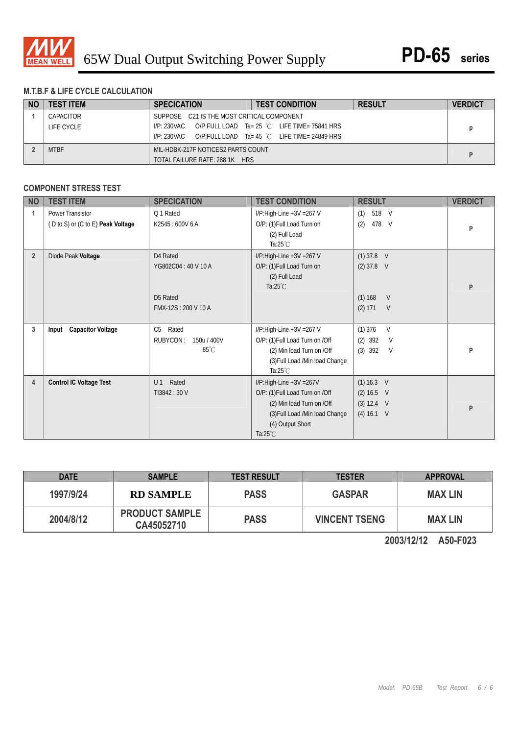65W Dual Output Switching Power Supply **PD-65 series**

## M.T.B.F & LIFE CYCLE CALCULATION

| NO | TEST ITEM | SPECICATION | TEST CONDITION | RESULT | VERDICT |
|---|---|---|---|---|---|
| 1 | CAPACITOR LIFE CYCLE | SUPPOSE C21 IS THE MOST CRITICAL COMPONENT<br>I/P: 230VAC O/P:FULL LOAD Ta= 25 ℃ LIFE TIME= 75841 HRS<br>I/P: 230VAC O/P:FULL LOAD Ta= 45 ℃ LIFE TIME= 24849 HRS | | | p |
| 2 | MTBF | MIL-HDBK-217F NOTICES2 PARTS COUNT<br>TOTAL FAILURE RATE: 288.1K HRS | | | P |

## COMPONENT STRESS TEST

| NO | TEST ITEM | SPECICATION | TEST CONDITION | RESULT | VERDICT |
|---|---|---|---|---|---|
| 1 | Power Transistor<br>( D to S) or (C to E) **Peak Voltage** | Q 1 Rated<br>K2545 : 600V 6 A | I/P:High-Line +3V =267 V<br>O/P: (1)Full Load Turn on<br>(2) Full Load<br>Ta:25℃ | (1) 518 V<br>(2) 478 V | P |
| 2 | Diode Peak **Voltage** | D4 Rated<br>YG802C04 : 40 V 10 A<br><br>D5 Rated<br>FMX-12S : 200 V 10 A | I/P:High-Line +3V =267 V<br>O/P: (1)Full Load Turn on<br>(2) Full Load<br>Ta:25℃ | (1) 37.8 V<br>(2) 37.8 V<br><br>(1) 168 V<br>(2) 171 V | P |
| 3 | **Input Capacitor Voltage** | C5 Rated<br>RUBYCON : 150u / 400V<br>85℃ | I/P:High-Line +3V =267 V<br>O/P: (1)Full Load Turn on /Off<br>(2) Min load Turn on /Off<br>(3)Full Load /Min load Change<br>Ta:25℃ | (1) 376 V<br>(2) 392 V<br>(3) 392 V | P |
| 4 | **Control IC Voltage Test** | U 1 Rated<br>TI3842 : 30 V | I/P:High-Line +3V =267V<br>O/P: (1)Full Load Turn on /Off<br>(2) Min load Turn on /Off<br>(3)Full Load /Min load Change<br>(4) Output Short<br>Ta:25℃ | (1) 16.3 V<br>(2) 16.5 V<br>(3) 12.4 V<br>(4) 16.1 V | P |

| DATE | SAMPLE | TEST RESULT | TESTER | APPROVAL |
|---|---|---|---|---|
| 1997/9/24 | RD SAMPLE | PASS | GASPAR | MAX LIN |
| 2004/8/12 | PRODUCT SAMPLE CA45052710 | PASS | VINCENT TSENG | MAX LIN |

2003/12/12 A50-F023